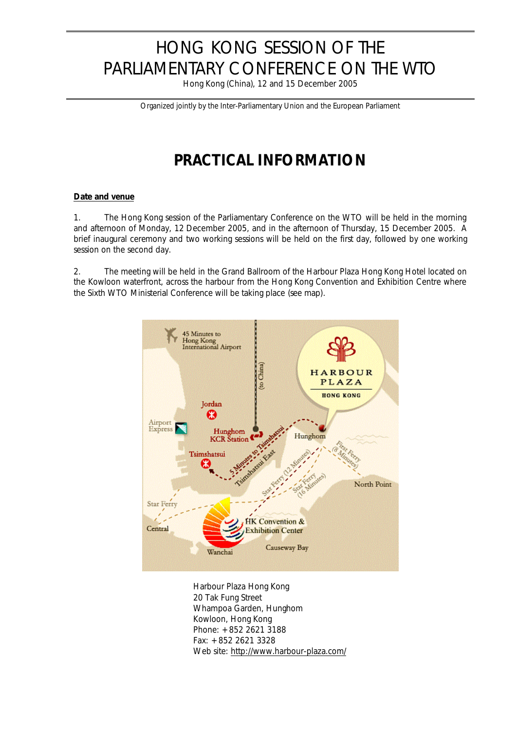# HONG KONG SESSION OF THE PARLIAMENTARY CONFERENCE ON THE WTO

Hong Kong (China), 12 and 15 December 2005

Organized jointly by the Inter-Parliamentary Union and the European Parliament

## PRACTICAL INFORMATION

**Date and venue**

1. The Hong Kong session of the Parliamentary Conference on the WTO will be held in the morning and afternoon of Monday, 12 December 2005, and in the afternoon of Thursday, 15 December 2005. A brief inaugural ceremony and two working sessions will be held on the first day, followed by one working session on the second day.

2. The meeting will be held in the Grand Ballroom of the Harbour Plaza Hong Kong Hotel located on the Kowloon waterfront, across the harbour from the Hong Kong Convention and Exhibition Centre where the Sixth WTO Ministerial Conference will be taking place (see map).

Harbour Plaza Hong Kong
20 Tak Fung Street
Whampoa Garden, Hunghom
Kowloon, Hong Kong
Phone: +852 2621 3188
Fax: +852 2621 3328
Web site: http://www.harbour-plaza.com/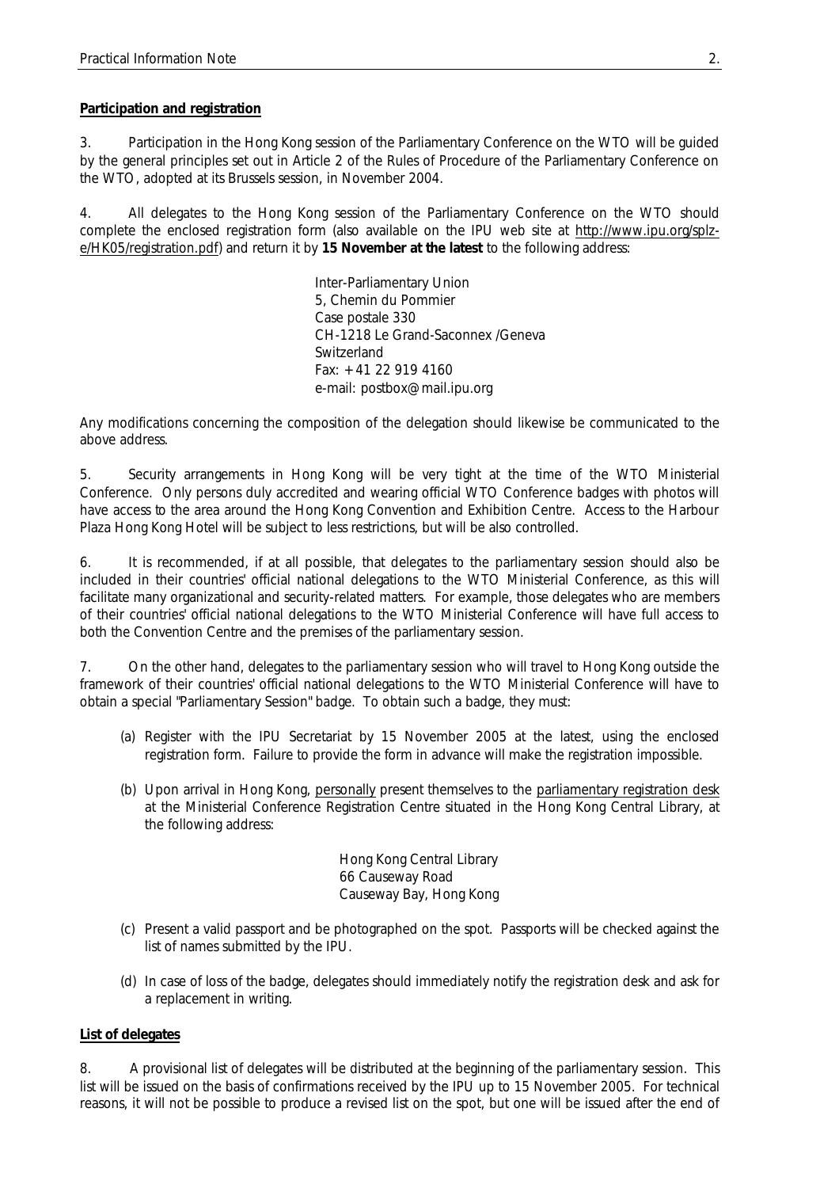**Participation and registration**

3. Participation in the Hong Kong session of the Parliamentary Conference on the WTO will be guided by the general principles set out in Article 2 of the Rules of Procedure of the Parliamentary Conference on the WTO, adopted at its Brussels session, in November 2004.

4. All delegates to the Hong Kong session of the Parliamentary Conference on the WTO should complete the enclosed registration form (also available on the IPU web site at http://www.ipu.org/splz-e/HK05/registration.pdf) and return it by **15 November at the latest** to the following address:

> Inter-Parliamentary Union
> 5, Chemin du Pommier
> Case postale 330
> CH-1218 Le Grand-Saconnex /Geneva
> Switzerland
> Fax: +41 22 919 4160
> e-mail: postbox@mail.ipu.org

Any modifications concerning the composition of the delegation should likewise be communicated to the above address.

5. Security arrangements in Hong Kong will be very tight at the time of the WTO Ministerial Conference. Only persons duly accredited and wearing official WTO Conference badges with photos will have access to the area around the Hong Kong Convention and Exhibition Centre. Access to the Harbour Plaza Hong Kong Hotel will be subject to less restrictions, but will be also controlled.

6. It is recommended, if at all possible, that delegates to the parliamentary session should also be included in their countries' official national delegations to the WTO Ministerial Conference, as this will facilitate many organizational and security-related matters. For example, those delegates who are members of their countries' official national delegations to the WTO Ministerial Conference will have full access to both the Convention Centre and the premises of the parliamentary session.

7. On the other hand, delegates to the parliamentary session who will travel to Hong Kong outside the framework of their countries' official national delegations to the WTO Ministerial Conference will have to obtain a special "Parliamentary Session" badge. To obtain such a badge, they must:

(a) Register with the IPU Secretariat by 15 November 2005 at the latest, using the enclosed registration form. Failure to provide the form in advance will make the registration impossible.

(b) Upon arrival in Hong Kong, personally present themselves to the parliamentary registration desk at the Ministerial Conference Registration Centre situated in the Hong Kong Central Library, at the following address:

> Hong Kong Central Library
> 66 Causeway Road
> Causeway Bay, Hong Kong

(c) Present a valid passport and be photographed on the spot. Passports will be checked against the list of names submitted by the IPU.

(d) In case of loss of the badge, delegates should immediately notify the registration desk and ask for a replacement in writing.

**List of delegates**

8. A provisional list of delegates will be distributed at the beginning of the parliamentary session. This list will be issued on the basis of confirmations received by the IPU up to 15 November 2005. For technical reasons, it will not be possible to produce a revised list on the spot, but one will be issued after the end of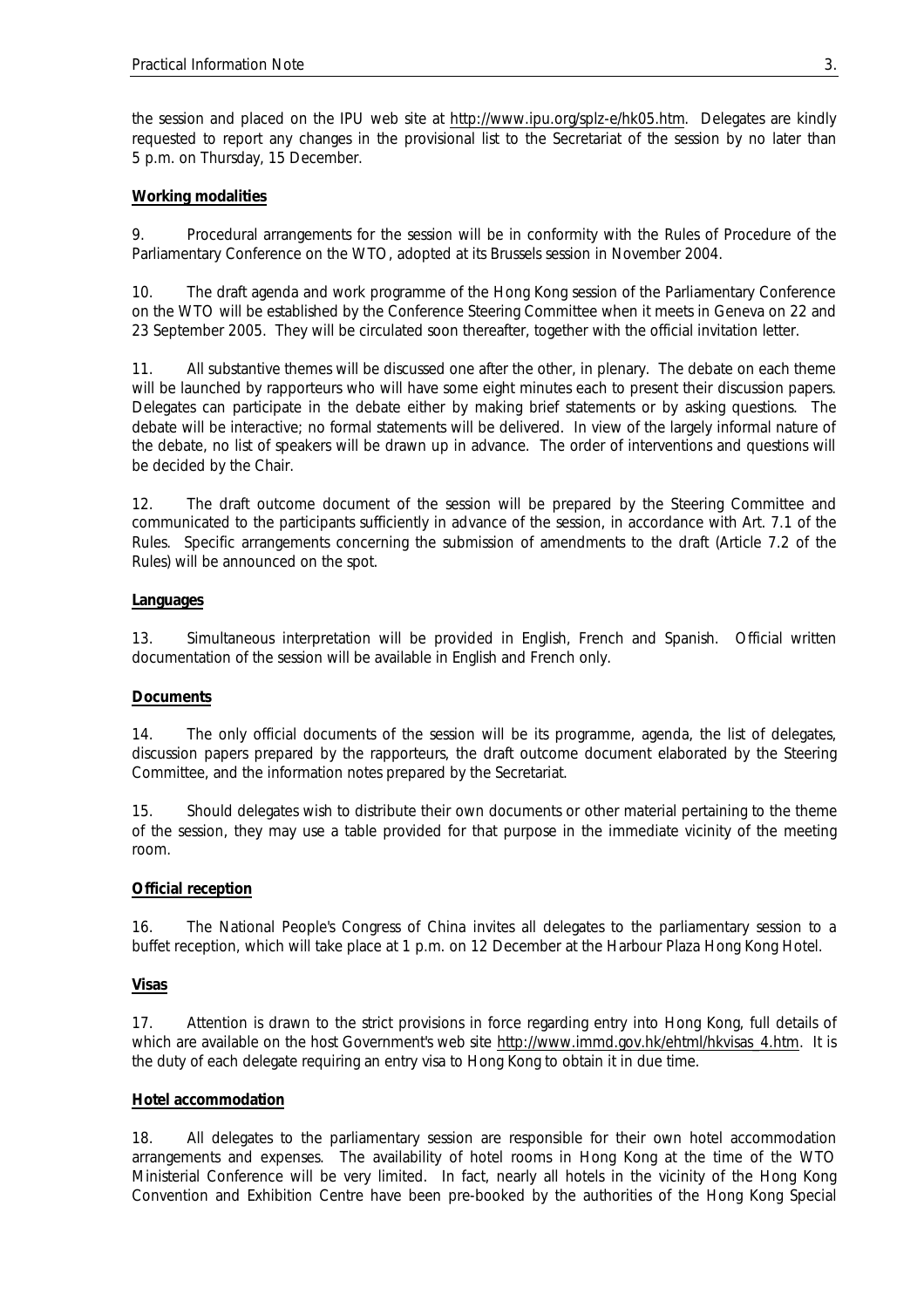the session and placed on the IPU web site at http://www.ipu.org/splz-e/hk05.htm. Delegates are kindly requested to report any changes in the provisional list to the Secretariat of the session by no later than 5 p.m. on Thursday, 15 December.

**Working modalities**

9. Procedural arrangements for the session will be in conformity with the Rules of Procedure of the Parliamentary Conference on the WTO, adopted at its Brussels session in November 2004.

10. The draft agenda and work programme of the Hong Kong session of the Parliamentary Conference on the WTO will be established by the Conference Steering Committee when it meets in Geneva on 22 and 23 September 2005. They will be circulated soon thereafter, together with the official invitation letter.

11. All substantive themes will be discussed one after the other, in plenary. The debate on each theme will be launched by rapporteurs who will have some eight minutes each to present their discussion papers. Delegates can participate in the debate either by making brief statements or by asking questions. The debate will be interactive; no formal statements will be delivered. In view of the largely informal nature of the debate, no list of speakers will be drawn up in advance. The order of interventions and questions will be decided by the Chair.

12. The draft outcome document of the session will be prepared by the Steering Committee and communicated to the participants sufficiently in advance of the session, in accordance with Art. 7.1 of the Rules. Specific arrangements concerning the submission of amendments to the draft (Article 7.2 of the Rules) will be announced on the spot.

**Languages**

13. Simultaneous interpretation will be provided in English, French and Spanish. Official written documentation of the session will be available in English and French only.

**Documents**

14. The only official documents of the session will be its programme, agenda, the list of delegates, discussion papers prepared by the rapporteurs, the draft outcome document elaborated by the Steering Committee, and the information notes prepared by the Secretariat.

15. Should delegates wish to distribute their own documents or other material pertaining to the theme of the session, they may use a table provided for that purpose in the immediate vicinity of the meeting room.

**Official reception**

16. The National People's Congress of China invites all delegates to the parliamentary session to a buffet reception, which will take place at 1 p.m. on 12 December at the Harbour Plaza Hong Kong Hotel.

**Visas**

17. Attention is drawn to the strict provisions in force regarding entry into Hong Kong, full details of which are available on the host Government's web site http://www.immd.gov.hk/ehtml/hkvisas_4.htm. It is the duty of each delegate requiring an entry visa to Hong Kong to obtain it in due time.

**Hotel accommodation**

18. All delegates to the parliamentary session are responsible for their own hotel accommodation arrangements and expenses. The availability of hotel rooms in Hong Kong at the time of the WTO Ministerial Conference will be very limited. In fact, nearly all hotels in the vicinity of the Hong Kong Convention and Exhibition Centre have been pre-booked by the authorities of the Hong Kong Special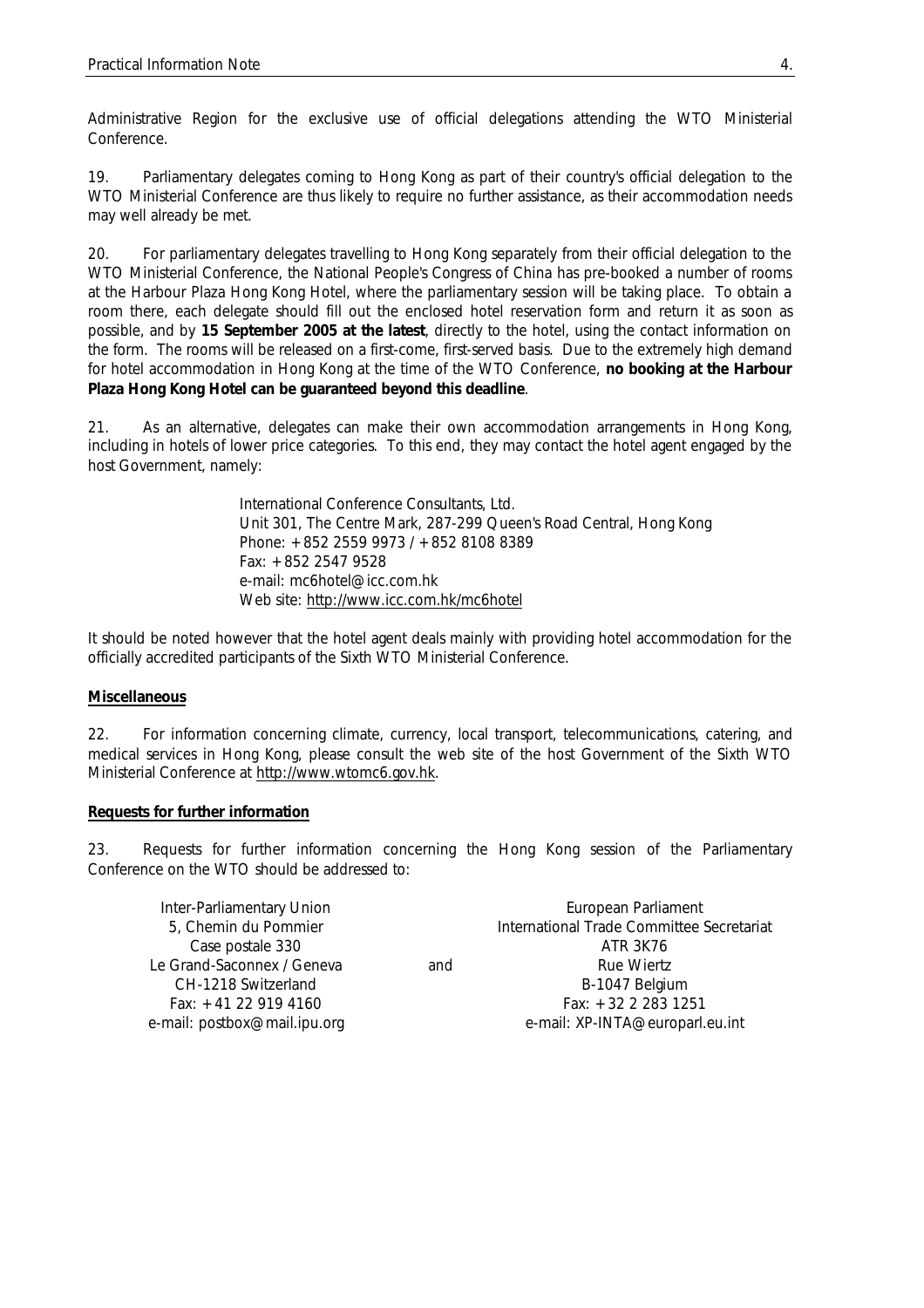Administrative Region for the exclusive use of official delegations attending the WTO Ministerial Conference.

19. Parliamentary delegates coming to Hong Kong as part of their country's official delegation to the WTO Ministerial Conference are thus likely to require no further assistance, as their accommodation needs may well already be met.

20. For parliamentary delegates travelling to Hong Kong separately from their official delegation to the WTO Ministerial Conference, the National People's Congress of China has pre-booked a number of rooms at the Harbour Plaza Hong Kong Hotel, where the parliamentary session will be taking place. To obtain a room there, each delegate should fill out the enclosed hotel reservation form and return it as soon as possible, and by **15 September 2005 at the latest**, directly to the hotel, using the contact information on the form. The rooms will be released on a first-come, first-served basis. Due to the extremely high demand for hotel accommodation in Hong Kong at the time of the WTO Conference, **no booking at the Harbour Plaza Hong Kong Hotel can be guaranteed beyond this deadline**.

21. As an alternative, delegates can make their own accommodation arrangements in Hong Kong, including in hotels of lower price categories. To this end, they may contact the hotel agent engaged by the host Government, namely:

> International Conference Consultants, Ltd.
> Unit 301, The Centre Mark, 287-299 Queen's Road Central, Hong Kong
> Phone: +852 2559 9973 / +852 8108 8389
> Fax: +852 2547 9528
> e-mail: mc6hotel@icc.com.hk
> Web site: http://www.icc.com.hk/mc6hotel

It should be noted however that the hotel agent deals mainly with providing hotel accommodation for the officially accredited participants of the Sixth WTO Ministerial Conference.

**Miscellaneous**

22. For information concerning climate, currency, local transport, telecommunications, catering, and medical services in Hong Kong, please consult the web site of the host Government of the Sixth WTO Ministerial Conference at http://www.wtomc6.gov.hk.

**Requests for further information**

23. Requests for further information concerning the Hong Kong session of the Parliamentary Conference on the WTO should be addressed to:

| | | |
|---|---|---|
| Inter-Parliamentary Union<br>5, Chemin du Pommier<br>Case postale 330<br>Le Grand-Saconnex / Geneva<br>CH-1218 Switzerland<br>Fax: +41 22 919 4160<br>e-mail: postbox@mail.ipu.org | and | European Parliament<br>International Trade Committee Secretariat<br>ATR 3K76<br>Rue Wiertz<br>B-1047 Belgium<br>Fax: +32 2 283 1251<br>e-mail: XP-INTA@europarl.eu.int |